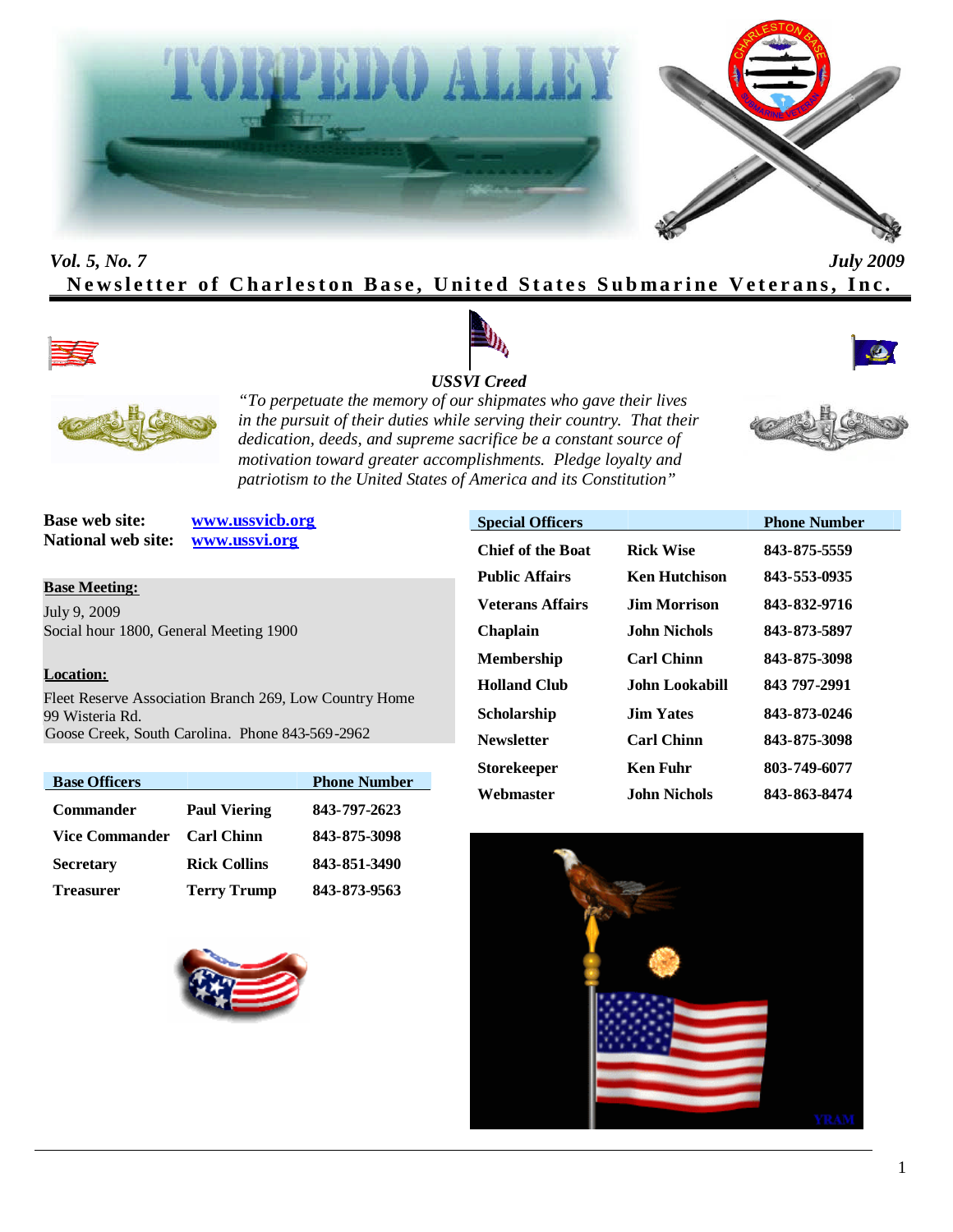# TORPEDO ALLEY

*Vol. 5, No. 7* *July 2009*

**Newsletter of Charleston Base, United States Submarine Veterans, Inc.**

***USSVI Creed***

*"To perpetuate the memory of our shipmates who gave their lives in the pursuit of their duties while serving their country. That their dedication, deeds, and supreme sacrifice be a constant source of motivation toward greater accomplishments. Pledge loyalty and patriotism to the United States of America and its Constitution"*

**Base web site:** www.ussvicb.org
**National web site:** www.ussvi.org

**Base Meeting:**
July 9, 2009
Social hour 1800, General Meeting 1900

**Location:**
Fleet Reserve Association Branch 269, Low Country Home
99 Wisteria Rd.
Goose Creek, South Carolina. Phone 843-569-2962

| Base Officers | | Phone Number |
|---|---|---|
| Commander | Paul Viering | 843-797-2623 |
| Vice Commander | Carl Chinn | 843-875-3098 |
| Secretary | Rick Collins | 843-851-3490 |
| Treasurer | Terry Trump | 843-873-9563 |

| Special Officers | | Phone Number |
|---|---|---|
| Chief of the Boat | Rick Wise | 843-875-5559 |
| Public Affairs | Ken Hutchison | 843-553-0935 |
| Veterans Affairs | Jim Morrison | 843-832-9716 |
| Chaplain | John Nichols | 843-873-5897 |
| Membership | Carl Chinn | 843-875-3098 |
| Holland Club | John Lookabill | 843 797-2991 |
| Scholarship | Jim Yates | 843-873-0246 |
| Newsletter | Carl Chinn | 843-875-3098 |
| Storekeeper | Ken Fuhr | 803-749-6077 |
| Webmaster | John Nichols | 843-863-8474 |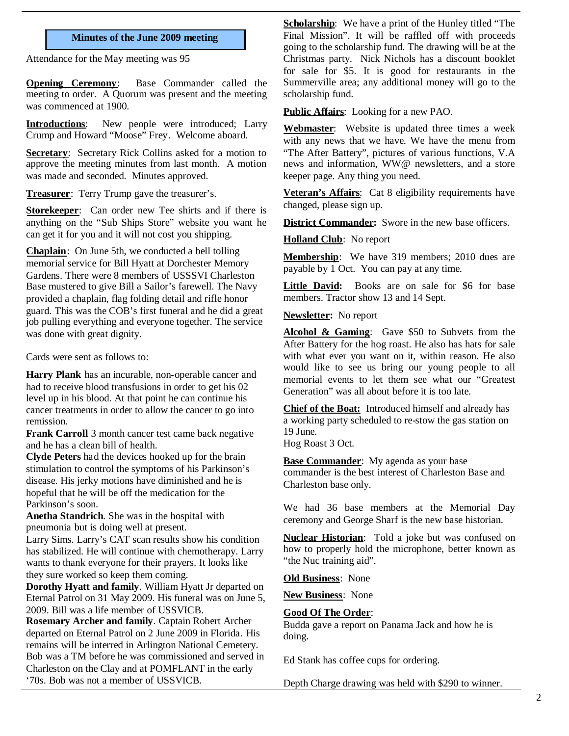## Minutes of the June 2009 meeting

Attendance for the May meeting was 95

**Opening Ceremony**: Base Commander called the meeting to order. A Quorum was present and the meeting was commenced at 1900.

**Introductions**: New people were introduced; Larry Crump and Howard "Moose" Frey. Welcome aboard.

**Secretary**: Secretary Rick Collins asked for a motion to approve the meeting minutes from last month. A motion was made and seconded. Minutes approved.

**Treasurer**: Terry Trump gave the treasurer's.

**Storekeeper**: Can order new Tee shirts and if there is anything on the "Sub Ships Store" website you want he can get it for you and it will not cost you shipping.

**Chaplain**: On June 5th, we conducted a bell tolling memorial service for Bill Hyatt at Dorchester Memory Gardens. There were 8 members of USSSVI Charleston Base mustered to give Bill a Sailor's farewell. The Navy provided a chaplain, flag folding detail and rifle honor guard. This was the COB's first funeral and he did a great job pulling everything and everyone together. The service was done with great dignity.

Cards were sent as follows to:

**Harry Plank** has an incurable, non-operable cancer and had to receive blood transfusions in order to get his 02 level up in his blood. At that point he can continue his cancer treatments in order to allow the cancer to go into remission.
**Frank Carroll** 3 month cancer test came back negative and he has a clean bill of health.
**Clyde Peters** had the devices hooked up for the brain stimulation to control the symptoms of his Parkinson's disease. His jerky motions have diminished and he is hopeful that he will be off the medication for the Parkinson's soon.
**Anetha Standrich**. She was in the hospital with pneumonia but is doing well at present.
Larry Sims. Larry's CAT scan results show his condition has stabilized. He will continue with chemotherapy. Larry wants to thank everyone for their prayers. It looks like they sure worked so keep them coming.
**Dorothy Hyatt and family**. William Hyatt Jr departed on Eternal Patrol on 31 May 2009. His funeral was on June 5, 2009. Bill was a life member of USSVICB.
**Rosemary Archer and family**. Captain Robert Archer departed on Eternal Patrol on 2 June 2009 in Florida. His remains will be interred in Arlington National Cemetery. Bob was a TM before he was commissioned and served in Charleston on the Clay and at POMFLANT in the early '70s. Bob was not a member of USSVICB.

**Scholarship**: We have a print of the Hunley titled "The Final Mission". It will be raffled off with proceeds going to the scholarship fund. The drawing will be at the Christmas party. Nick Nichols has a discount booklet for sale for $5. It is good for restaurants in the Summerville area; any additional money will go to the scholarship fund.

**Public Affairs**: Looking for a new PAO.

**Webmaster**: Website is updated three times a week with any news that we have. We have the menu from "The After Battery", pictures of various functions, V.A news and information, WW@ newsletters, and a store keeper page. Any thing you need.

**Veteran's Affairs**: Cat 8 eligibility requirements have changed, please sign up.

**District Commander:** Swore in the new base officers.

**Holland Club**: No report

**Membership**: We have 319 members; 2010 dues are payable by 1 Oct. You can pay at any time.

**Little David:** Books are on sale for $6 for base members. Tractor show 13 and 14 Sept.

**Newsletter:** No report

**Alcohol & Gaming**: Gave $50 to Subvets from the After Battery for the hog roast. He also has hats for sale with what ever you want on it, within reason. He also would like to see us bring our young people to all memorial events to let them see what our "Greatest Generation" was all about before it is too late.

**Chief of the Boat:** Introduced himself and already has a working party scheduled to re-stow the gas station on 19 June.
Hog Roast 3 Oct.

**Base Commander**: My agenda as your base commander is the best interest of Charleston Base and Charleston base only.

We had 36 base members at the Memorial Day ceremony and George Sharf is the new base historian.

**Nuclear Historian**: Told a joke but was confused on how to properly hold the microphone, better known as "the Nuc training aid".

**Old Business**: None

**New Business**: None

**Good Of The Order**:
Budda gave a report on Panama Jack and how he is doing.

Ed Stank has coffee cups for ordering.

Depth Charge drawing was held with $290 to winner.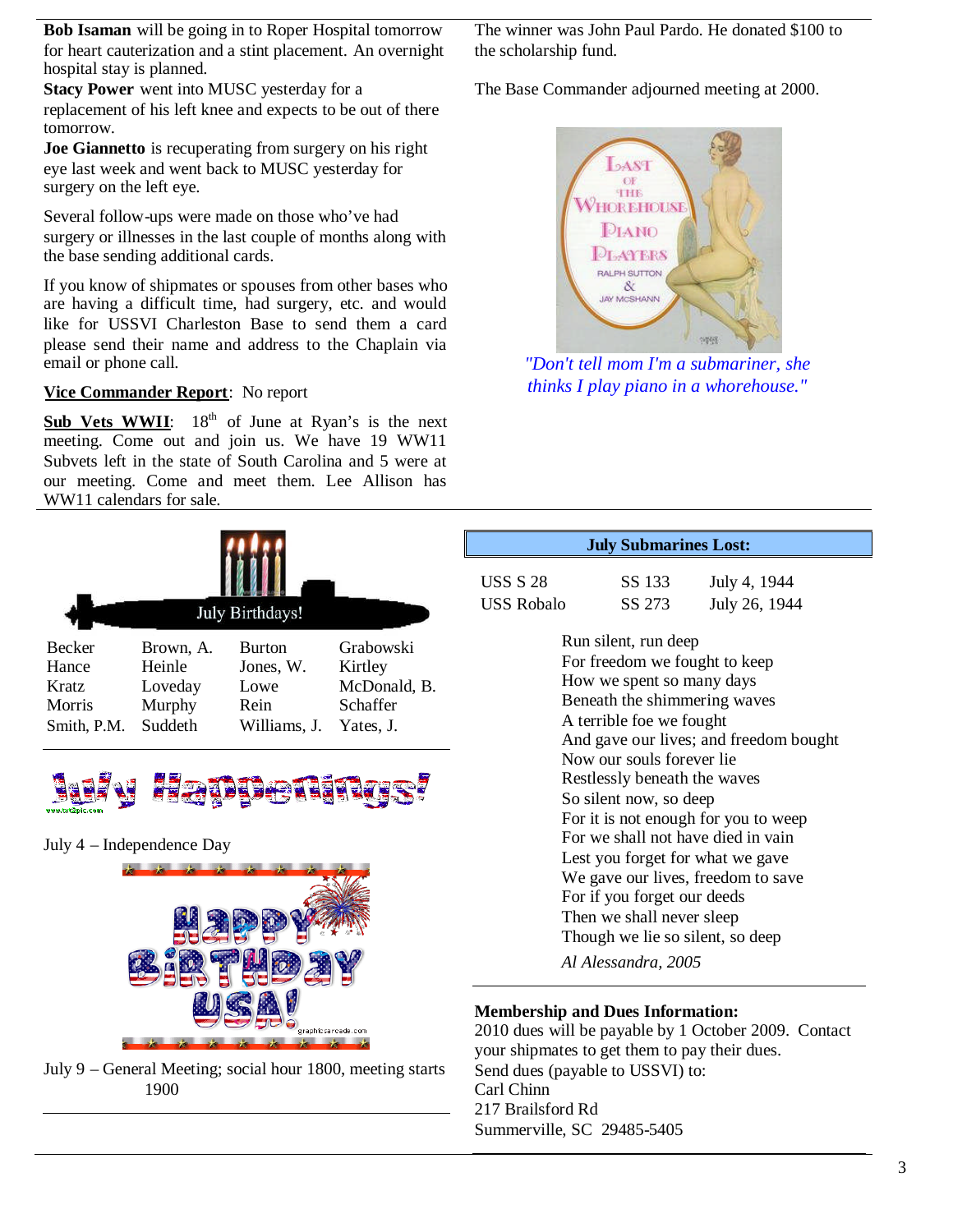**Bob Isaman** will be going in to Roper Hospital tomorrow for heart cauterization and a stint placement. An overnight hospital stay is planned.
**Stacy Power** went into MUSC yesterday for a replacement of his left knee and expects to be out of there tomorrow.
**Joe Giannetto** is recuperating from surgery on his right eye last week and went back to MUSC yesterday for surgery on the left eye.

Several follow-ups were made on those who've had surgery or illnesses in the last couple of months along with the base sending additional cards.

If you know of shipmates or spouses from other bases who are having a difficult time, had surgery, etc. and would like for USSVI Charleston Base to send them a card please send their name and address to the Chaplain via email or phone call.

**Vice Commander Report**: No report

**Sub Vets WWII**: 18th of June at Ryan's is the next meeting. Come out and join us. We have 19 WW11 Subvets left in the state of South Carolina and 5 were at our meeting. Come and meet them. Lee Allison has WW11 calendars for sale.

The winner was John Paul Pardo. He donated $100 to the scholarship fund.

The Base Commander adjourned meeting at 2000.

*"Don't tell mom I'm a submariner, she thinks I play piano in a whorehouse."*

## July Birthdays!

| | | | |
|---|---|---|---|
| Becker | Brown, A. | Burton | Grabowski |
| Hance | Heinle | Jones, W. | Kirtley |
| Kratz | Loveday | Lowe | McDonald, B. |
| Morris | Murphy | Rein | Schaffer |
| Smith, P.M. | Suddeth | Williams, J. | Yates, J. |

## July Happenings!

July 4 – Independence Day

July 9 – General Meeting; social hour 1800, meeting starts 1900

## July Submarines Lost:

| | | |
|---|---|---|
| USS S 28 | SS 133 | July 4, 1944 |
| USS Robalo | SS 273 | July 26, 1944 |

Run silent, run deep
For freedom we fought to keep
How we spent so many days
Beneath the shimmering waves
A terrible foe we fought
And gave our lives; and freedom bought
Now our souls forever lie
Restlessly beneath the waves
So silent now, so deep
For it is not enough for you to weep
For we shall not have died in vain
Lest you forget for what we gave
We gave our lives, freedom to save
For if you forget our deeds
Then we shall never sleep
Though we lie so silent, so deep

*Al Alessandra, 2005*

**Membership and Dues Information:**
2010 dues will be payable by 1 October 2009. Contact your shipmates to get them to pay their dues.
Send dues (payable to USSVI) to:
Carl Chinn
217 Brailsford Rd
Summerville, SC 29485-5405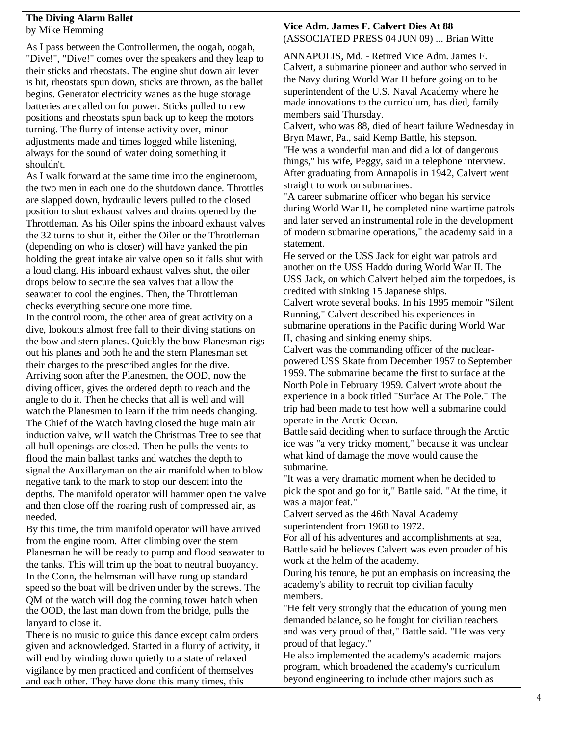### The Diving Alarm Ballet

by Mike Hemming

As I pass between the Controllermen, the oogah, oogah, "Dive!", "Dive!" comes over the speakers and they leap to their sticks and rheostats. The engine shut down air lever is hit, rheostats spun down, sticks are thrown, as the ballet begins. Generator electricity wanes as the huge storage batteries are called on for power. Sticks pulled to new positions and rheostats spun back up to keep the motors turning. The flurry of intense activity over, minor adjustments made and times logged while listening, always for the sound of water doing something it shouldn't.

As I walk forward at the same time into the engineroom, the two men in each one do the shutdown dance. Throttles are slapped down, hydraulic levers pulled to the closed position to shut exhaust valves and drains opened by the Throttleman. As his Oiler spins the inboard exhaust valves the 32 turns to shut it, either the Oiler or the Throttleman (depending on who is closer) will have yanked the pin holding the great intake air valve open so it falls shut with a loud clang. His inboard exhaust valves shut, the oiler drops below to secure the sea valves that allow the seawater to cool the engines. Then, the Throttleman checks everything secure one more time.

In the control room, the other area of great activity on a dive, lookouts almost free fall to their diving stations on the bow and stern planes. Quickly the bow Planesman rigs out his planes and both he and the stern Planesman set their charges to the prescribed angles for the dive. Arriving soon after the Planesmen, the OOD, now the diving officer, gives the ordered depth to reach and the angle to do it. Then he checks that all is well and will watch the Planesmen to learn if the trim needs changing. The Chief of the Watch having closed the huge main air induction valve, will watch the Christmas Tree to see that all hull openings are closed. Then he pulls the vents to flood the main ballast tanks and watches the depth to signal the Auxillaryman on the air manifold when to blow negative tank to the mark to stop our descent into the depths. The manifold operator will hammer open the valve and then close off the roaring rush of compressed air, as needed.

By this time, the trim manifold operator will have arrived from the engine room. After climbing over the stern Planesman he will be ready to pump and flood seawater to the tanks. This will trim up the boat to neutral buoyancy. In the Conn, the helmsman will have rung up standard speed so the boat will be driven under by the screws. The QM of the watch will dog the conning tower hatch when the OOD, the last man down from the bridge, pulls the lanyard to close it.

There is no music to guide this dance except calm orders given and acknowledged. Started in a flurry of activity, it will end by winding down quietly to a state of relaxed vigilance by men practiced and confident of themselves and each other. They have done this many times, this

### Vice Adm. James F. Calvert Dies At 88

(ASSOCIATED PRESS 04 JUN 09) ... Brian Witte

ANNAPOLIS, Md. - Retired Vice Adm. James F. Calvert, a submarine pioneer and author who served in the Navy during World War II before going on to be superintendent of the U.S. Naval Academy where he made innovations to the curriculum, has died, family members said Thursday.

Calvert, who was 88, died of heart failure Wednesday in Bryn Mawr, Pa., said Kemp Battle, his stepson.

"He was a wonderful man and did a lot of dangerous things," his wife, Peggy, said in a telephone interview.

After graduating from Annapolis in 1942, Calvert went straight to work on submarines.

"A career submarine officer who began his service during World War II, he completed nine wartime patrols and later served an instrumental role in the development of modern submarine operations," the academy said in a statement.

He served on the USS Jack for eight war patrols and another on the USS Haddo during World War II. The USS Jack, on which Calvert helped aim the torpedoes, is credited with sinking 15 Japanese ships.

Calvert wrote several books. In his 1995 memoir "Silent Running," Calvert described his experiences in submarine operations in the Pacific during World War II, chasing and sinking enemy ships.

Calvert was the commanding officer of the nuclear-powered USS Skate from December 1957 to September 1959. The submarine became the first to surface at the North Pole in February 1959. Calvert wrote about the experience in a book titled "Surface At The Pole." The trip had been made to test how well a submarine could operate in the Arctic Ocean.

Battle said deciding when to surface through the Arctic ice was "a very tricky moment," because it was unclear what kind of damage the move would cause the submarine.

"It was a very dramatic moment when he decided to pick the spot and go for it," Battle said. "At the time, it was a major feat."

Calvert served as the 46th Naval Academy superintendent from 1968 to 1972.

For all of his adventures and accomplishments at sea, Battle said he believes Calvert was even prouder of his work at the helm of the academy.

During his tenure, he put an emphasis on increasing the academy's ability to recruit top civilian faculty members.

"He felt very strongly that the education of young men demanded balance, so he fought for civilian teachers and was very proud of that," Battle said. "He was very proud of that legacy."

He also implemented the academy's academic majors program, which broadened the academy's curriculum beyond engineering to include other majors such as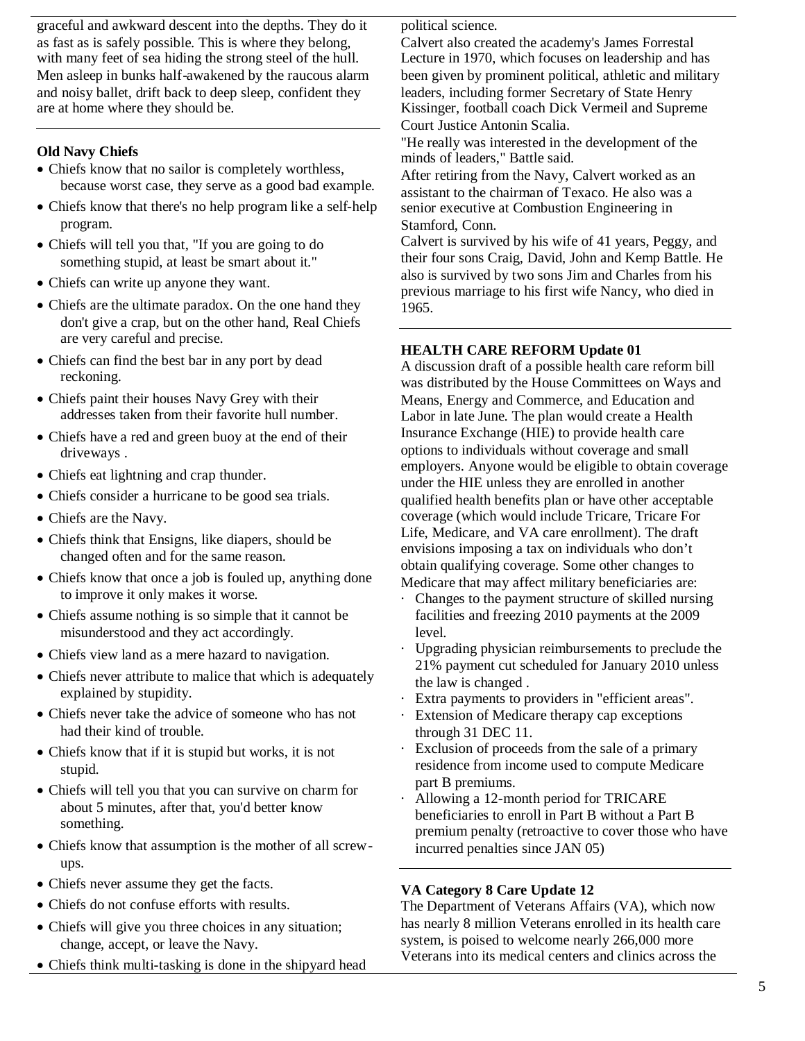graceful and awkward descent into the depths. They do it as fast as is safely possible. This is where they belong, with many feet of sea hiding the strong steel of the hull. Men asleep in bunks half-awakened by the raucous alarm and noisy ballet, drift back to deep sleep, confident they are at home where they should be.

---

**Old Navy Chiefs**

- Chiefs know that no sailor is completely worthless, because worst case, they serve as a good bad example.
- Chiefs know that there's no help program like a self-help program.
- Chiefs will tell you that, "If you are going to do something stupid, at least be smart about it."
- Chiefs can write up anyone they want.
- Chiefs are the ultimate paradox. On the one hand they don't give a crap, but on the other hand, Real Chiefs are very careful and precise.
- Chiefs can find the best bar in any port by dead reckoning.
- Chiefs paint their houses Navy Grey with their addresses taken from their favorite hull number.
- Chiefs have a red and green buoy at the end of their driveways .
- Chiefs eat lightning and crap thunder.
- Chiefs consider a hurricane to be good sea trials.
- Chiefs are the Navy.
- Chiefs think that Ensigns, like diapers, should be changed often and for the same reason.
- Chiefs know that once a job is fouled up, anything done to improve it only makes it worse.
- Chiefs assume nothing is so simple that it cannot be misunderstood and they act accordingly.
- Chiefs view land as a mere hazard to navigation.
- Chiefs never attribute to malice that which is adequately explained by stupidity.
- Chiefs never take the advice of someone who has not had their kind of trouble.
- Chiefs know that if it is stupid but works, it is not stupid.
- Chiefs will tell you that you can survive on charm for about 5 minutes, after that, you'd better know something.
- Chiefs know that assumption is the mother of all screw-ups.
- Chiefs never assume they get the facts.
- Chiefs do not confuse efforts with results.
- Chiefs will give you three choices in any situation; change, accept, or leave the Navy.
- Chiefs think multi-tasking is done in the shipyard head

---

political science.

Calvert also created the academy's James Forrestal Lecture in 1970, which focuses on leadership and has been given by prominent political, athletic and military leaders, including former Secretary of State Henry Kissinger, football coach Dick Vermeil and Supreme Court Justice Antonin Scalia.

"He really was interested in the development of the minds of leaders," Battle said.

After retiring from the Navy, Calvert worked as an assistant to the chairman of Texaco. He also was a senior executive at Combustion Engineering in Stamford, Conn.

Calvert is survived by his wife of 41 years, Peggy, and their four sons Craig, David, John and Kemp Battle. He also is survived by two sons Jim and Charles from his previous marriage to his first wife Nancy, who died in 1965.

---

**HEALTH CARE REFORM Update 01**

A discussion draft of a possible health care reform bill was distributed by the House Committees on Ways and Means, Energy and Commerce, and Education and Labor in late June. The plan would create a Health Insurance Exchange (HIE) to provide health care options to individuals without coverage and small employers. Anyone would be eligible to obtain coverage under the HIE unless they are enrolled in another qualified health benefits plan or have other acceptable coverage (which would include Tricare, Tricare For Life, Medicare, and VA care enrollment). The draft envisions imposing a tax on individuals who don't obtain qualifying coverage. Some other changes to Medicare that may affect military beneficiaries are:

- Changes to the payment structure of skilled nursing facilities and freezing 2010 payments at the 2009 level.
- Upgrading physician reimbursements to preclude the 21% payment cut scheduled for January 2010 unless the law is changed .
- Extra payments to providers in "efficient areas".
- Extension of Medicare therapy cap exceptions through 31 DEC 11.
- Exclusion of proceeds from the sale of a primary residence from income used to compute Medicare part B premiums.
- Allowing a 12-month period for TRICARE beneficiaries to enroll in Part B without a Part B premium penalty (retroactive to cover those who have incurred penalties since JAN 05)

---

**VA Category 8 Care Update 12**

The Department of Veterans Affairs (VA), which now has nearly 8 million Veterans enrolled in its health care system, is poised to welcome nearly 266,000 more Veterans into its medical centers and clinics across the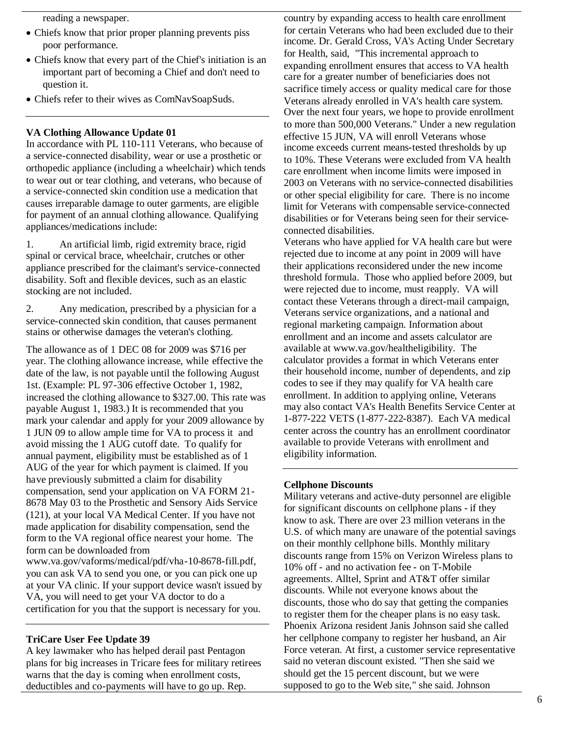reading a newspaper.

- Chiefs know that prior proper planning prevents piss poor performance.
- Chiefs know that every part of the Chief's initiation is an important part of becoming a Chief and don't need to question it.
- Chiefs refer to their wives as ComNavSoapSuds.

**VA Clothing Allowance Update 01**

In accordance with PL 110-111 Veterans, who because of a service-connected disability, wear or use a prosthetic or orthopedic appliance (including a wheelchair) which tends to wear out or tear clothing, and veterans, who because of a service-connected skin condition use a medication that causes irreparable damage to outer garments, are eligible for payment of an annual clothing allowance. Qualifying appliances/medications include:

1. An artificial limb, rigid extremity brace, rigid spinal or cervical brace, wheelchair, crutches or other appliance prescribed for the claimant's service-connected disability. Soft and flexible devices, such as an elastic stocking are not included.

2. Any medication, prescribed by a physician for a service-connected skin condition, that causes permanent stains or otherwise damages the veteran's clothing.

The allowance as of 1 DEC 08 for 2009 was $716 per year. The clothing allowance increase, while effective the date of the law, is not payable until the following August 1st. (Example: PL 97-306 effective October 1, 1982, increased the clothing allowance to $327.00. This rate was payable August 1, 1983.) It is recommended that you mark your calendar and apply for your 2009 allowance by 1 JUN 09 to allow ample time for VA to process it and avoid missing the 1 AUG cutoff date. To qualify for annual payment, eligibility must be established as of 1 AUG of the year for which payment is claimed. If you have previously submitted a claim for disability compensation, send your application on VA FORM 21-8678 May 03 to the Prosthetic and Sensory Aids Service (121), at your local VA Medical Center. If you have not made application for disability compensation, send the form to the VA regional office nearest your home. The form can be downloaded from www.va.gov/vaforms/medical/pdf/vha-10-8678-fill.pdf, you can ask VA to send you one, or you can pick one up at your VA clinic. If your support device wasn't issued by VA, you will need to get your VA doctor to do a certification for you that the support is necessary for you.

**TriCare User Fee Update 39**

A key lawmaker who has helped derail past Pentagon plans for big increases in Tricare fees for military retirees warns that the day is coming when enrollment costs, deductibles and co-payments will have to go up. Rep.

country by expanding access to health care enrollment for certain Veterans who had been excluded due to their income. Dr. Gerald Cross, VA's Acting Under Secretary for Health, said, "This incremental approach to expanding enrollment ensures that access to VA health care for a greater number of beneficiaries does not sacrifice timely access or quality medical care for those Veterans already enrolled in VA's health care system. Over the next four years, we hope to provide enrollment to more than 500,000 Veterans." Under a new regulation effective 15 JUN, VA will enroll Veterans whose income exceeds current means-tested thresholds by up to 10%. These Veterans were excluded from VA health care enrollment when income limits were imposed in 2003 on Veterans with no service-connected disabilities or other special eligibility for care. There is no income limit for Veterans with compensable service-connected disabilities or for Veterans being seen for their service-connected disabilities.

Veterans who have applied for VA health care but were rejected due to income at any point in 2009 will have their applications reconsidered under the new income threshold formula. Those who applied before 2009, but were rejected due to income, must reapply. VA will contact these Veterans through a direct-mail campaign, Veterans service organizations, and a national and regional marketing campaign. Information about enrollment and an income and assets calculator are available at www.va.gov/healtheligibility. The calculator provides a format in which Veterans enter their household income, number of dependents, and zip codes to see if they may qualify for VA health care enrollment. In addition to applying online, Veterans may also contact VA's Health Benefits Service Center at 1-877-222 VETS (1-877-222-8387). Each VA medical center across the country has an enrollment coordinator available to provide Veterans with enrollment and eligibility information.

**Cellphone Discounts**

Military veterans and active-duty personnel are eligible for significant discounts on cellphone plans - if they know to ask. There are over 23 million veterans in the U.S. of which many are unaware of the potential savings on their monthly cellphone bills. Monthly military discounts range from 15% on Verizon Wireless plans to 10% off - and no activation fee - on T-Mobile agreements. Alltel, Sprint and AT&T offer similar discounts. While not everyone knows about the discounts, those who do say that getting the companies to register them for the cheaper plans is no easy task. Phoenix Arizona resident Janis Johnson said she called her cellphone company to register her husband, an Air Force veteran. At first, a customer service representative said no veteran discount existed. "Then she said we should get the 15 percent discount, but we were supposed to go to the Web site," she said. Johnson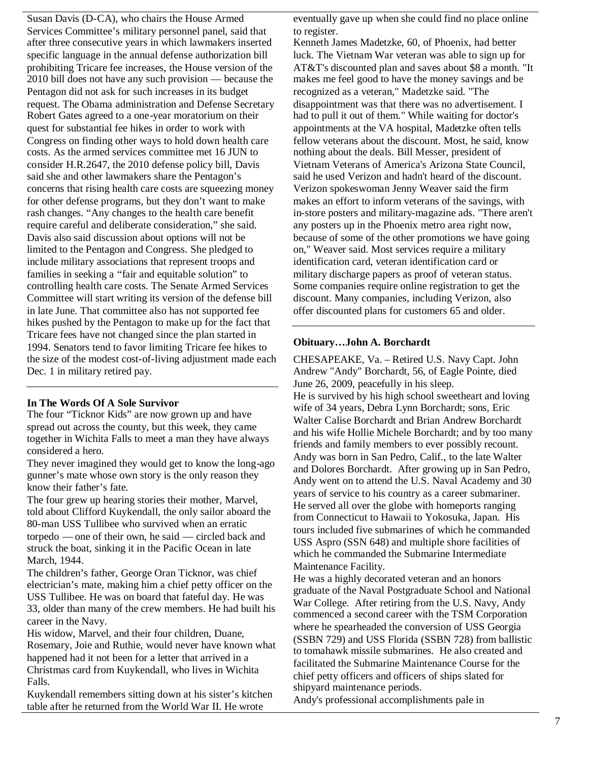Susan Davis (D-CA), who chairs the House Armed Services Committee's military personnel panel, said that after three consecutive years in which lawmakers inserted specific language in the annual defense authorization bill prohibiting Tricare fee increases, the House version of the 2010 bill does not have any such provision — because the Pentagon did not ask for such increases in its budget request. The Obama administration and Defense Secretary Robert Gates agreed to a one-year moratorium on their quest for substantial fee hikes in order to work with Congress on finding other ways to hold down health care costs. As the armed services committee met 16 JUN to consider H.R.2647, the 2010 defense policy bill, Davis said she and other lawmakers share the Pentagon's concerns that rising health care costs are squeezing money for other defense programs, but they don't want to make rash changes. "Any changes to the health care benefit require careful and deliberate consideration," she said. Davis also said discussion about options will not be limited to the Pentagon and Congress. She pledged to include military associations that represent troops and families in seeking a "fair and equitable solution" to controlling health care costs. The Senate Armed Services Committee will start writing its version of the defense bill in late June. That committee also has not supported fee hikes pushed by the Pentagon to make up for the fact that Tricare fees have not changed since the plan started in 1994. Senators tend to favor limiting Tricare fee hikes to the size of the modest cost-of-living adjustment made each Dec. 1 in military retired pay.

**In The Words Of A Sole Survivor**

The four "Ticknor Kids" are now grown up and have spread out across the county, but this week, they came together in Wichita Falls to meet a man they have always considered a hero.

They never imagined they would get to know the long-ago gunner's mate whose own story is the only reason they know their father's fate.

The four grew up hearing stories their mother, Marvel, told about Clifford Kuykendall, the only sailor aboard the 80-man USS Tullibee who survived when an erratic torpedo — one of their own, he said — circled back and struck the boat, sinking it in the Pacific Ocean in late March, 1944.

The children's father, George Oran Ticknor, was chief electrician's mate, making him a chief petty officer on the USS Tullibee. He was on board that fateful day. He was 33, older than many of the crew members. He had built his career in the Navy.

His widow, Marvel, and their four children, Duane, Rosemary, Joie and Ruthie, would never have known what happened had it not been for a letter that arrived in a Christmas card from Kuykendall, who lives in Wichita Falls.

Kuykendall remembers sitting down at his sister's kitchen table after he returned from the World War II. He wrote

eventually gave up when she could find no place online to register.

Kenneth James Madetzke, 60, of Phoenix, had better luck. The Vietnam War veteran was able to sign up for AT&T's discounted plan and saves about $8 a month. "It makes me feel good to have the money savings and be recognized as a veteran," Madetzke said. "The disappointment was that there was no advertisement. I had to pull it out of them." While waiting for doctor's appointments at the VA hospital, Madetzke often tells fellow veterans about the discount. Most, he said, know nothing about the deals. Bill Messer, president of Vietnam Veterans of America's Arizona State Council, said he used Verizon and hadn't heard of the discount. Verizon spokeswoman Jenny Weaver said the firm makes an effort to inform veterans of the savings, with in-store posters and military-magazine ads. "There aren't any posters up in the Phoenix metro area right now, because of some of the other promotions we have going on," Weaver said. Most services require a military identification card, veteran identification card or military discharge papers as proof of veteran status. Some companies require online registration to get the discount. Many companies, including Verizon, also offer discounted plans for customers 65 and older.

**Obituary…John A. Borchardt**

CHESAPEAKE, Va. – Retired U.S. Navy Capt. John Andrew "Andy" Borchardt, 56, of Eagle Pointe, died June 26, 2009, peacefully in his sleep.

He is survived by his high school sweetheart and loving wife of 34 years, Debra Lynn Borchardt; sons, Eric Walter Calise Borchardt and Brian Andrew Borchardt and his wife Hollie Michele Borchardt; and by too many friends and family members to ever possibly recount.

Andy was born in San Pedro, Calif., to the late Walter and Dolores Borchardt. After growing up in San Pedro, Andy went on to attend the U.S. Naval Academy and 30 years of service to his country as a career submariner. He served all over the globe with homeports ranging from Connecticut to Hawaii to Yokosuka, Japan. His tours included five submarines of which he commanded USS Aspro (SSN 648) and multiple shore facilities of which he commanded the Submarine Intermediate Maintenance Facility.

He was a highly decorated veteran and an honors graduate of the Naval Postgraduate School and National War College. After retiring from the U.S. Navy, Andy commenced a second career with the TSM Corporation where he spearheaded the conversion of USS Georgia (SSBN 729) and USS Florida (SSBN 728) from ballistic to tomahawk missile submarines. He also created and facilitated the Submarine Maintenance Course for the chief petty officers and officers of ships slated for shipyard maintenance periods.

Andy's professional accomplishments pale in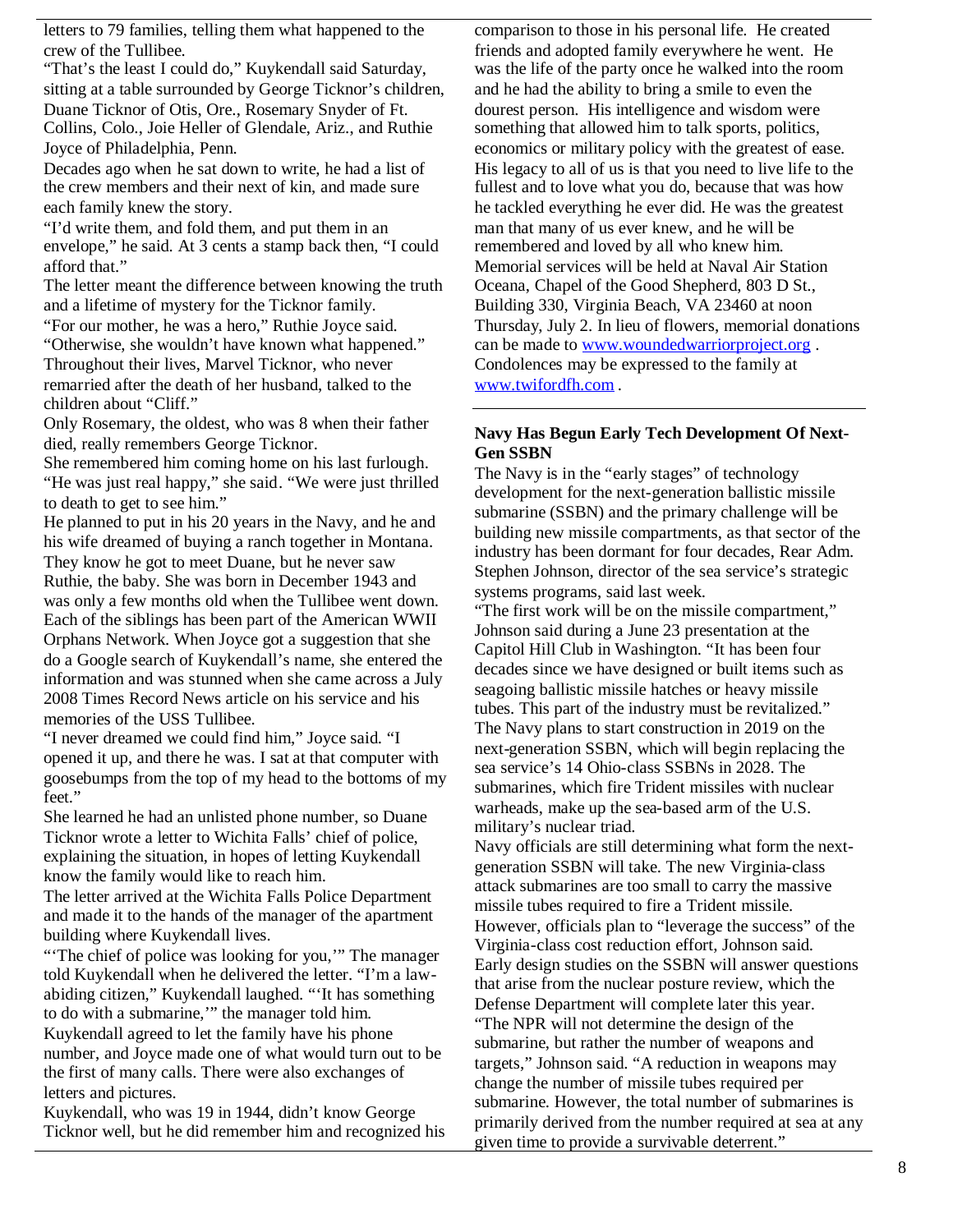letters to 79 families, telling them what happened to the crew of the Tullibee.

"That's the least I could do," Kuykendall said Saturday, sitting at a table surrounded by George Ticknor's children, Duane Ticknor of Otis, Ore., Rosemary Snyder of Ft. Collins, Colo., Joie Heller of Glendale, Ariz., and Ruthie Joyce of Philadelphia, Penn.

Decades ago when he sat down to write, he had a list of the crew members and their next of kin, and made sure each family knew the story.

"I'd write them, and fold them, and put them in an envelope," he said. At 3 cents a stamp back then, "I could afford that."

The letter meant the difference between knowing the truth and a lifetime of mystery for the Ticknor family.

"For our mother, he was a hero," Ruthie Joyce said. "Otherwise, she wouldn't have known what happened."

Throughout their lives, Marvel Ticknor, who never remarried after the death of her husband, talked to the children about "Cliff."

Only Rosemary, the oldest, who was 8 when their father died, really remembers George Ticknor.

She remembered him coming home on his last furlough. "He was just real happy," she said. "We were just thrilled to death to get to see him."

He planned to put in his 20 years in the Navy, and he and his wife dreamed of buying a ranch together in Montana. They know he got to meet Duane, but he never saw Ruthie, the baby. She was born in December 1943 and was only a few months old when the Tullibee went down.

Each of the siblings has been part of the American WWII Orphans Network. When Joyce got a suggestion that she do a Google search of Kuykendall's name, she entered the information and was stunned when she came across a July 2008 Times Record News article on his service and his memories of the USS Tullibee.

"I never dreamed we could find him," Joyce said. "I opened it up, and there he was. I sat at that computer with goosebumps from the top of my head to the bottoms of my feet."

She learned he had an unlisted phone number, so Duane Ticknor wrote a letter to Wichita Falls' chief of police, explaining the situation, in hopes of letting Kuykendall know the family would like to reach him.

The letter arrived at the Wichita Falls Police Department and made it to the hands of the manager of the apartment building where Kuykendall lives.

"'The chief of police was looking for you,'" The manager told Kuykendall when he delivered the letter. "I'm a law-abiding citizen," Kuykendall laughed. "'It has something to do with a submarine,'" the manager told him.

Kuykendall agreed to let the family have his phone number, and Joyce made one of what would turn out to be the first of many calls. There were also exchanges of letters and pictures.

Kuykendall, who was 19 in 1944, didn't know George Ticknor well, but he did remember him and recognized his

comparison to those in his personal life. He created friends and adopted family everywhere he went. He was the life of the party once he walked into the room and he had the ability to bring a smile to even the dourest person. His intelligence and wisdom were something that allowed him to talk sports, politics, economics or military policy with the greatest of ease. His legacy to all of us is that you need to live life to the fullest and to love what you do, because that was how he tackled everything he ever did. He was the greatest man that many of us ever knew, and he will be remembered and loved by all who knew him.

Memorial services will be held at Naval Air Station Oceana, Chapel of the Good Shepherd, 803 D St., Building 330, Virginia Beach, VA 23460 at noon Thursday, July 2. In lieu of flowers, memorial donations can be made to www.woundedwarriorproject.org . Condolences may be expressed to the family at www.twifordfh.com .

---

### Navy Has Begun Early Tech Development Of Next-Gen SSBN

The Navy is in the "early stages" of technology development for the next-generation ballistic missile submarine (SSBN) and the primary challenge will be building new missile compartments, as that sector of the industry has been dormant for four decades, Rear Adm. Stephen Johnson, director of the sea service's strategic systems programs, said last week.

"The first work will be on the missile compartment," Johnson said during a June 23 presentation at the Capitol Hill Club in Washington. "It has been four decades since we have designed or built items such as seagoing ballistic missile hatches or heavy missile tubes. This part of the industry must be revitalized."

The Navy plans to start construction in 2019 on the next-generation SSBN, which will begin replacing the sea service's 14 Ohio-class SSBNs in 2028. The submarines, which fire Trident missiles with nuclear warheads, make up the sea-based arm of the U.S. military's nuclear triad.

Navy officials are still determining what form the next-generation SSBN will take. The new Virginia-class attack submarines are too small to carry the massive missile tubes required to fire a Trident missile. However, officials plan to "leverage the success" of the Virginia-class cost reduction effort, Johnson said.

Early design studies on the SSBN will answer questions that arise from the nuclear posture review, which the Defense Department will complete later this year.

"The NPR will not determine the design of the submarine, but rather the number of weapons and targets," Johnson said. "A reduction in weapons may change the number of missile tubes required per submarine. However, the total number of submarines is primarily derived from the number required at sea at any given time to provide a survivable deterrent."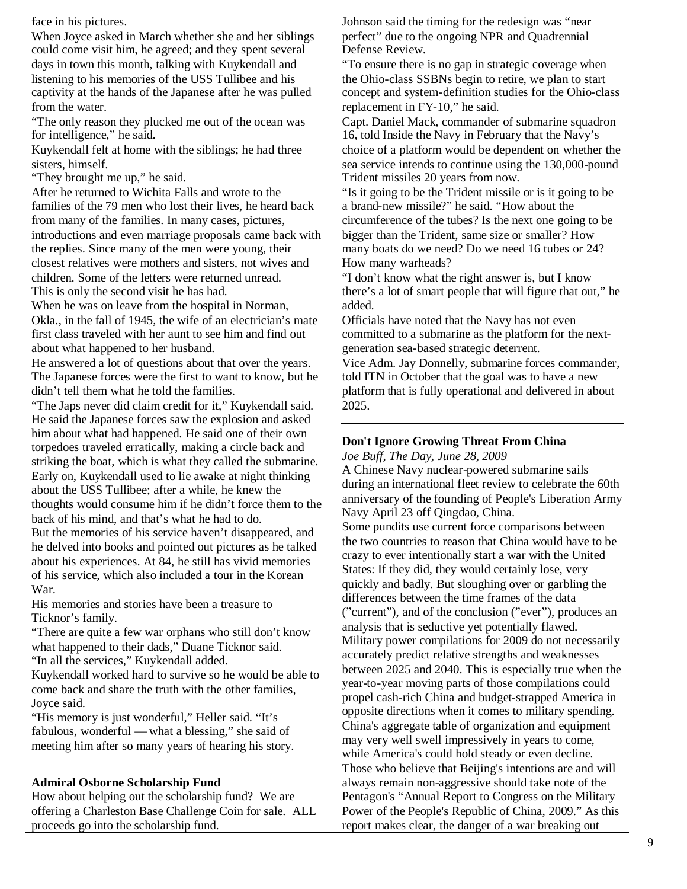face in his pictures.

When Joyce asked in March whether she and her siblings could come visit him, he agreed; and they spent several days in town this month, talking with Kuykendall and listening to his memories of the USS Tullibee and his captivity at the hands of the Japanese after he was pulled from the water.

"The only reason they plucked me out of the ocean was for intelligence," he said.

Kuykendall felt at home with the siblings; he had three sisters, himself.

"They brought me up," he said.

After he returned to Wichita Falls and wrote to the families of the 79 men who lost their lives, he heard back from many of the families. In many cases, pictures, introductions and even marriage proposals came back with the replies. Since many of the men were young, their closest relatives were mothers and sisters, not wives and children. Some of the letters were returned unread.

This is only the second visit he has had.

When he was on leave from the hospital in Norman, Okla., in the fall of 1945, the wife of an electrician's mate first class traveled with her aunt to see him and find out about what happened to her husband.

He answered a lot of questions about that over the years. The Japanese forces were the first to want to know, but he didn't tell them what he told the families.

"The Japs never did claim credit for it," Kuykendall said. He said the Japanese forces saw the explosion and asked him about what had happened. He said one of their own torpedoes traveled erratically, making a circle back and striking the boat, which is what they called the submarine.

Early on, Kuykendall used to lie awake at night thinking about the USS Tullibee; after a while, he knew the thoughts would consume him if he didn't force them to the back of his mind, and that's what he had to do.

But the memories of his service haven't disappeared, and he delved into books and pointed out pictures as he talked about his experiences. At 84, he still has vivid memories of his service, which also included a tour in the Korean War.

His memories and stories have been a treasure to Ticknor's family.

"There are quite a few war orphans who still don't know what happened to their dads," Duane Ticknor said.

"In all the services," Kuykendall added.

Kuykendall worked hard to survive so he would be able to come back and share the truth with the other families, Joyce said.

"His memory is just wonderful," Heller said. "It's fabulous, wonderful — what a blessing," she said of meeting him after so many years of hearing his story.

---

**Admiral Osborne Scholarship Fund**

How about helping out the scholarship fund? We are offering a Charleston Base Challenge Coin for sale. ALL proceeds go into the scholarship fund.

---

Johnson said the timing for the redesign was "near perfect" due to the ongoing NPR and Quadrennial Defense Review.

"To ensure there is no gap in strategic coverage when the Ohio-class SSBNs begin to retire, we plan to start concept and system-definition studies for the Ohio-class replacement in FY-10," he said.

Capt. Daniel Mack, commander of submarine squadron 16, told Inside the Navy in February that the Navy's choice of a platform would be dependent on whether the sea service intends to continue using the 130,000-pound Trident missiles 20 years from now.

"Is it going to be the Trident missile or is it going to be a brand-new missile?" he said. "How about the circumference of the tubes? Is the next one going to be bigger than the Trident, same size or smaller? How many boats do we need? Do we need 16 tubes or 24? How many warheads?

"I don't know what the right answer is, but I know there's a lot of smart people that will figure that out," he added.

Officials have noted that the Navy has not even committed to a submarine as the platform for the next-generation sea-based strategic deterrent.

Vice Adm. Jay Donnelly, submarine forces commander, told ITN in October that the goal was to have a new platform that is fully operational and delivered in about 2025.

---

**Don't Ignore Growing Threat From China**

*Joe Buff, The Day, June 28, 2009*

A Chinese Navy nuclear-powered submarine sails during an international fleet review to celebrate the 60th anniversary of the founding of People's Liberation Army Navy April 23 off Qingdao, China.

Some pundits use current force comparisons between the two countries to reason that China would have to be crazy to ever intentionally start a war with the United States: If they did, they would certainly lose, very quickly and badly. But sloughing over or garbling the differences between the time frames of the data ("current"), and of the conclusion ("ever"), produces an analysis that is seductive yet potentially flawed.

Military power compilations for 2009 do not necessarily accurately predict relative strengths and weaknesses between 2025 and 2040. This is especially true when the year-to-year moving parts of those compilations could propel cash-rich China and budget-strapped America in opposite directions when it comes to military spending. China's aggregate table of organization and equipment may very well swell impressively in years to come, while America's could hold steady or even decline.

Those who believe that Beijing's intentions are and will always remain non-aggressive should take note of the Pentagon's "Annual Report to Congress on the Military Power of the People's Republic of China, 2009." As this report makes clear, the danger of a war breaking out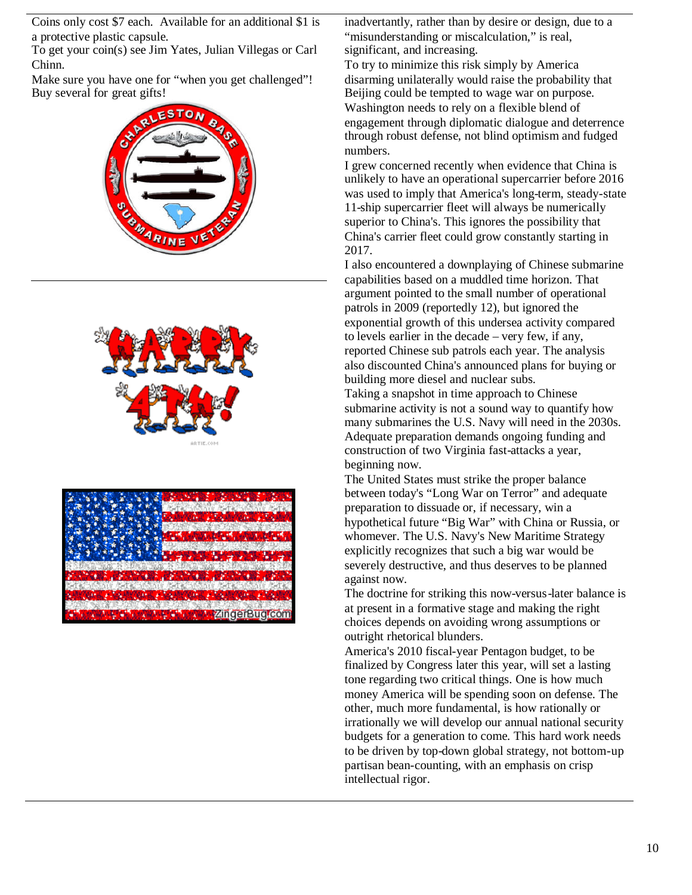Coins only cost $7 each. Available for an additional $1 is a protective plastic capsule.
To get your coin(s) see Jim Yates, Julian Villegas or Carl Chinn.
Make sure you have one for “when you get challenged”! Buy several for great gifts!

---

inadvertantly, rather than by desire or design, due to a “misunderstanding or miscalculation,” is real, significant, and increasing.
To try to minimize this risk simply by America disarming unilaterally would raise the probability that Beijing could be tempted to wage war on purpose. Washington needs to rely on a flexible blend of engagement through diplomatic dialogue and deterrence through robust defense, not blind optimism and fudged numbers.
I grew concerned recently when evidence that China is unlikely to have an operational supercarrier before 2016 was used to imply that America's long-term, steady-state 11-ship supercarrier fleet will always be numerically superior to China's. This ignores the possibility that China's carrier fleet could grow constantly starting in 2017.
I also encountered a downplaying of Chinese submarine capabilities based on a muddled time horizon. That argument pointed to the small number of operational patrols in 2009 (reportedly 12), but ignored the exponential growth of this undersea activity compared to levels earlier in the decade – very few, if any, reported Chinese sub patrols each year. The analysis also discounted China's announced plans for buying or building more diesel and nuclear subs.
Taking a snapshot in time approach to Chinese submarine activity is not a sound way to quantify how many submarines the U.S. Navy will need in the 2030s. Adequate preparation demands ongoing funding and construction of two Virginia fast-attacks a year, beginning now.
The United States must strike the proper balance between today's “Long War on Terror” and adequate preparation to dissuade or, if necessary, win a hypothetical future “Big War” with China or Russia, or whomever. The U.S. Navy's New Maritime Strategy explicitly recognizes that such a big war would be severely destructive, and thus deserves to be planned against now.
The doctrine for striking this now-versus-later balance is at present in a formative stage and making the right choices depends on avoiding wrong assumptions or outright rhetorical blunders.
America's 2010 fiscal-year Pentagon budget, to be finalized by Congress later this year, will set a lasting tone regarding two critical things. One is how much money America will be spending soon on defense. The other, much more fundamental, is how rationally or irrationally we will develop our annual national security budgets for a generation to come. This hard work needs to be driven by top-down global strategy, not bottom-up partisan bean-counting, with an emphasis on crisp intellectual rigor.